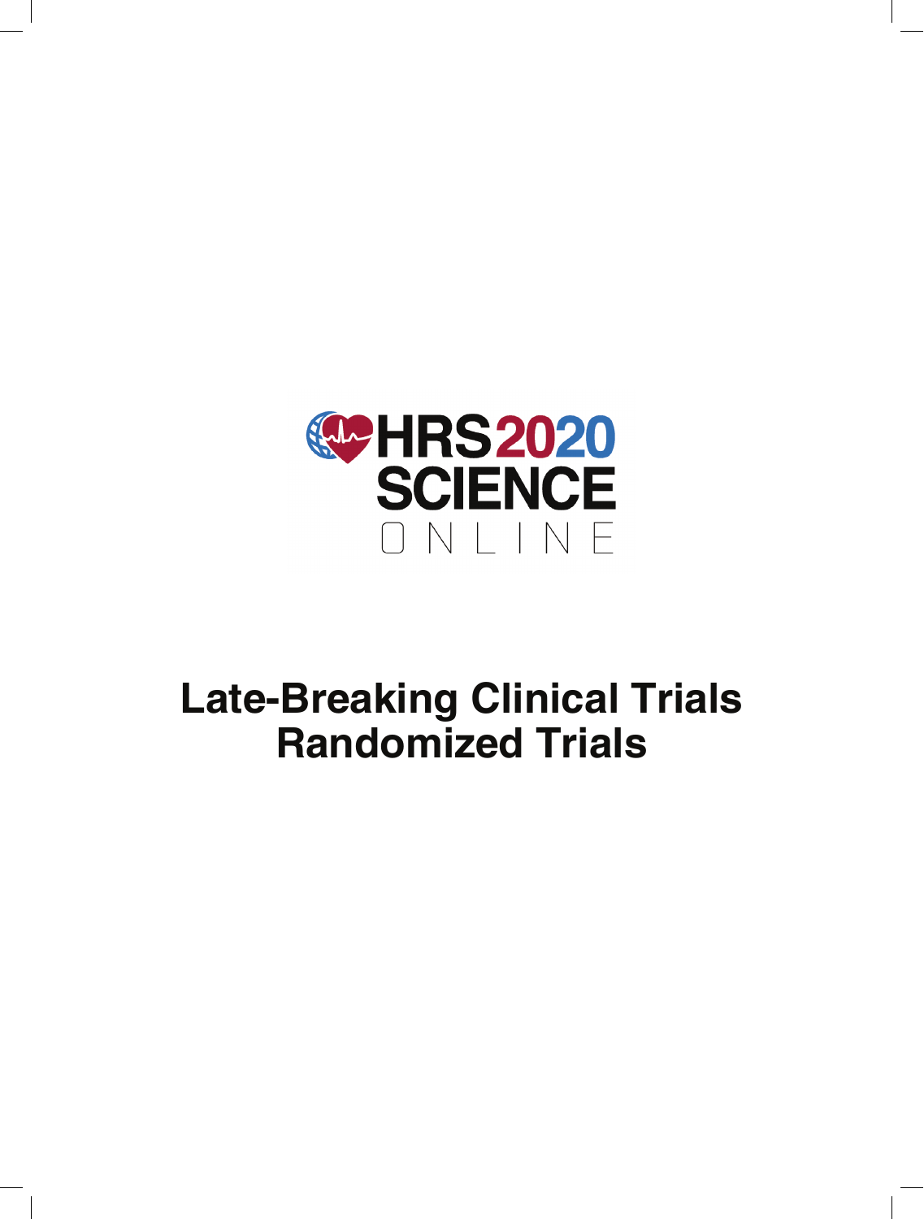HRS2020 SCIENCE ONLINE

# Late-Breaking Clinical Trials Randomized Trials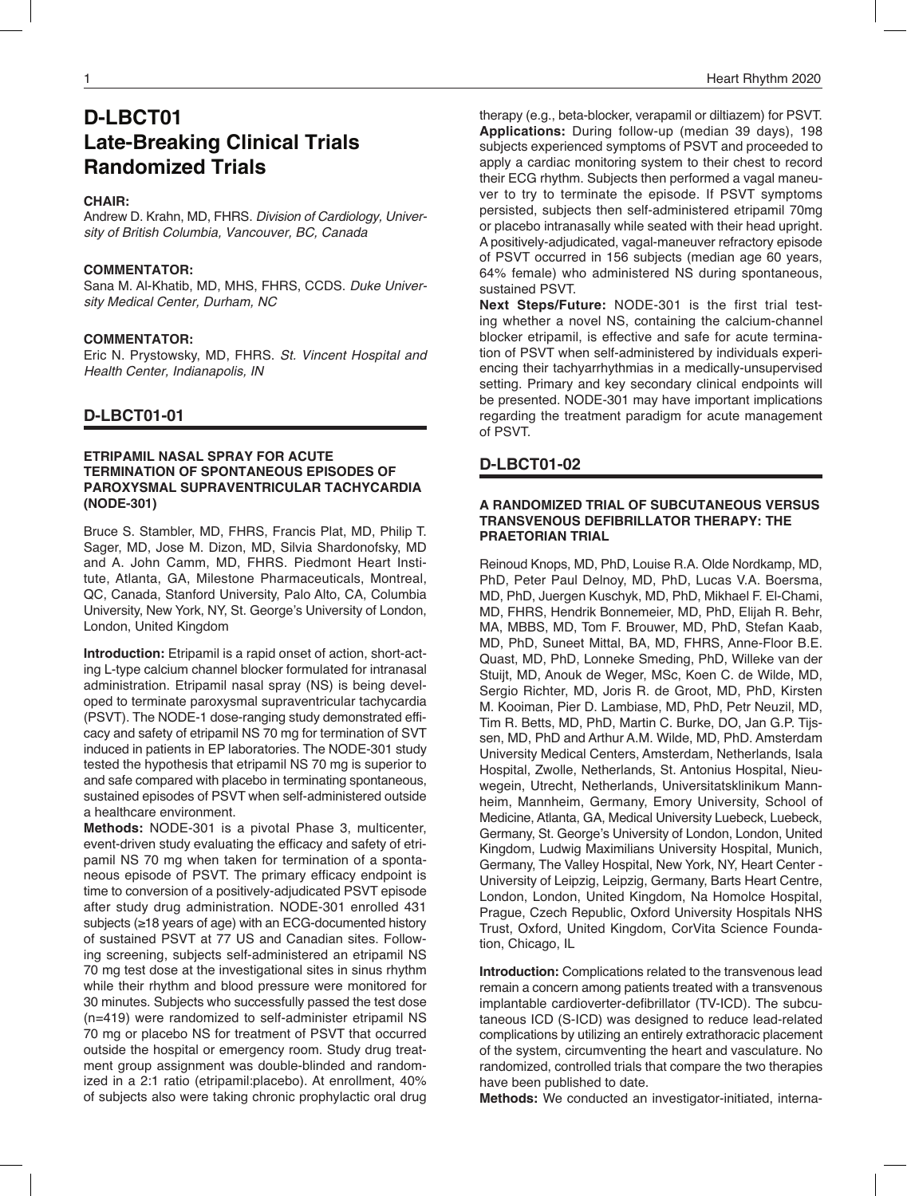# D-LBCT01
# Late-Breaking Clinical Trials Randomized Trials

**CHAIR:**
Andrew D. Krahn, MD, FHRS. *Division of Cardiology, University of British Columbia, Vancouver, BC, Canada*

**COMMENTATOR:**
Sana M. Al-Khatib, MD, MHS, FHRS, CCDS. *Duke University Medical Center, Durham, NC*

**COMMENTATOR:**
Eric N. Prystowsky, MD, FHRS. *St. Vincent Hospital and Health Center, Indianapolis, IN*

## D-LBCT01-01

### ETRIPAMIL NASAL SPRAY FOR ACUTE TERMINATION OF SPONTANEOUS EPISODES OF PAROXYSMAL SUPRAVENTRICULAR TACHYCARDIA (NODE-301)

Bruce S. Stambler, MD, FHRS, Francis Plat, MD, Philip T. Sager, MD, Jose M. Dizon, MD, Silvia Shardonofsky, MD and A. John Camm, MD, FHRS. Piedmont Heart Institute, Atlanta, GA, Milestone Pharmaceuticals, Montreal, QC, Canada, Stanford University, Palo Alto, CA, Columbia University, New York, NY, St. George's University of London, London, United Kingdom

**Introduction:** Etripamil is a rapid onset of action, short-acting L-type calcium channel blocker formulated for intranasal administration. Etripamil nasal spray (NS) is being developed to terminate paroxysmal supraventricular tachycardia (PSVT). The NODE-1 dose-ranging study demonstrated efficacy and safety of etripamil NS 70 mg for termination of SVT induced in patients in EP laboratories. The NODE-301 study tested the hypothesis that etripamil NS 70 mg is superior to and safe compared with placebo in terminating spontaneous, sustained episodes of PSVT when self-administered outside a healthcare environment.

**Methods:** NODE-301 is a pivotal Phase 3, multicenter, event-driven study evaluating the efficacy and safety of etripamil NS 70 mg when taken for termination of a spontaneous episode of PSVT. The primary efficacy endpoint is time to conversion of a positively-adjudicated PSVT episode after study drug administration. NODE-301 enrolled 431 subjects (≥18 years of age) with an ECG-documented history of sustained PSVT at 77 US and Canadian sites. Following screening, subjects self-administered an etripamil NS 70 mg test dose at the investigational sites in sinus rhythm while their rhythm and blood pressure were monitored for 30 minutes. Subjects who successfully passed the test dose (n=419) were randomized to self-administer etripamil NS 70 mg or placebo NS for treatment of PSVT that occurred outside the hospital or emergency room. Study drug treatment group assignment was double-blinded and randomized in a 2:1 ratio (etripamil:placebo). At enrollment, 40% of subjects also were taking chronic prophylactic oral drug therapy (e.g., beta-blocker, verapamil or diltiazem) for PSVT.

**Applications:** During follow-up (median 39 days), 198 subjects experienced symptoms of PSVT and proceeded to apply a cardiac monitoring system to their chest to record their ECG rhythm. Subjects then performed a vagal maneuver to try to terminate the episode. If PSVT symptoms persisted, subjects then self-administered etripamil 70mg or placebo intranasally while seated with their head upright. A positively-adjudicated, vagal-maneuver refractory episode of PSVT occurred in 156 subjects (median age 60 years, 64% female) who administered NS during spontaneous, sustained PSVT.

**Next Steps/Future:** NODE-301 is the first trial testing whether a novel NS, containing the calcium-channel blocker etripamil, is effective and safe for acute termination of PSVT when self-administered by individuals experiencing their tachyarrhythmias in a medically-unsupervised setting. Primary and key secondary clinical endpoints will be presented. NODE-301 may have important implications regarding the treatment paradigm for acute management of PSVT.

## D-LBCT01-02

### A RANDOMIZED TRIAL OF SUBCUTANEOUS VERSUS TRANSVENOUS DEFIBRILLATOR THERAPY: THE PRAETORIAN TRIAL

Reinoud Knops, MD, PhD, Louise R.A. Olde Nordkamp, MD, PhD, Peter Paul Delnoy, MD, PhD, Lucas V.A. Boersma, MD, PhD, Juergen Kuschyk, MD, PhD, Mikhael F. El-Chami, MD, FHRS, Hendrik Bonnemeier, MD, PhD, Elijah R. Behr, MA, MBBS, MD, Tom F. Brouwer, MD, PhD, Stefan Kaab, MD, PhD, Suneet Mittal, BA, MD, FHRS, Anne-Floor B.E. Quast, MD, PhD, Lonneke Smeding, PhD, Willeke van der Stuijt, MD, Anouk de Weger, MSc, Koen C. de Wilde, MD, Sergio Richter, MD, Joris R. de Groot, MD, PhD, Kirsten M. Kooiman, Pier D. Lambiase, MD, PhD, Petr Neuzil, MD, Tim R. Betts, MD, PhD, Martin C. Burke, DO, Jan G.P. Tijssen, MD, PhD and Arthur A.M. Wilde, MD, PhD. Amsterdam University Medical Centers, Amsterdam, Netherlands, Isala Hospital, Zwolle, Netherlands, St. Antonius Hospital, Nieuwegein, Utrecht, Netherlands, Universitatsklinikum Mannheim, Mannheim, Germany, Emory University, School of Medicine, Atlanta, GA, Medical University Luebeck, Luebeck, Germany, St. George's University of London, London, United Kingdom, Ludwig Maximilians University Hospital, Munich, Germany, The Valley Hospital, New York, NY, Heart Center - University of Leipzig, Leipzig, Germany, Barts Heart Centre, London, London, United Kingdom, Na Homolce Hospital, Prague, Czech Republic, Oxford University Hospitals NHS Trust, Oxford, United Kingdom, CorVita Science Foundation, Chicago, IL

**Introduction:** Complications related to the transvenous lead remain a concern among patients treated with a transvenous implantable cardioverter-defibrillator (TV-ICD). The subcutaneous ICD (S-ICD) was designed to reduce lead-related complications by utilizing an entirely extrathoracic placement of the system, circumventing the heart and vasculature. No randomized, controlled trials that compare the two therapies have been published to date.

**Methods:** We conducted an investigator-initiated, interna-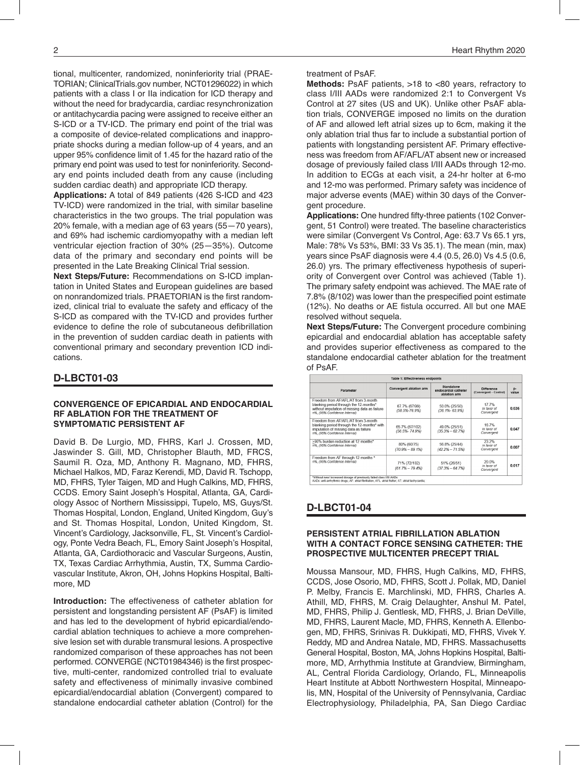tional, multicenter, randomized, noninferiority trial (PRAETORIAN; ClinicalTrials.gov number, NCT01296022) in which patients with a class I or IIa indication for ICD therapy and without the need for bradycardia, cardiac resynchronization or antitachycardia pacing were assigned to receive either an S-ICD or a TV-ICD. The primary end point of the trial was a composite of device-related complications and inappropriate shocks during a median follow-up of 4 years, and an upper 95% confidence limit of 1.45 for the hazard ratio of the primary end point was used to test for noninferiority. Secondary end points included death from any cause (including sudden cardiac death) and appropriate ICD therapy.

**Applications:** A total of 849 patients (426 S-ICD and 423 TV-ICD) were randomized in the trial, with similar baseline characteristics in the two groups. The trial population was 20% female, with a median age of 63 years (55—70 years), and 69% had ischemic cardiomyopathy with a median left ventricular ejection fraction of 30% (25—35%). Outcome data of the primary and secondary end points will be presented in the Late Breaking Clinical Trial session.

**Next Steps/Future:** Recommendations on S-ICD implantation in United States and European guidelines are based on nonrandomized trials. PRAETORIAN is the first randomized, clinical trial to evaluate the safety and efficacy of the S-ICD as compared with the TV-ICD and provides further evidence to define the role of subcutaneous defibrillation in the prevention of sudden cardiac death in patients with conventional primary and secondary prevention ICD indications.

## D-LBCT01-03

### CONVERGENCE OF EPICARDIAL AND ENDOCARDIAL RF ABLATION FOR THE TREATMENT OF SYMPTOMATIC PERSISTENT AF

David B. De Lurgio, MD, FHRS, Karl J. Crossen, MD, Jaswinder S. Gill, MD, Christopher Blauth, MD, FRCS, Saumil R. Oza, MD, Anthony R. Magnano, MD, FHRS, Michael Halkos, MD, Faraz Kerendi, MD, David R. Tschopp, MD, FHRS, Tyler Taigen, MD and Hugh Calkins, MD, FHRS, CCDS. Emory Saint Joseph's Hospital, Atlanta, GA, Cardiology Assoc of Northern Mississippi, Tupelo, MS, Guys/St. Thomas Hospital, London, England, United Kingdom, Guy's and St. Thomas Hospital, London, United Kingdom, St. Vincent's Cardiology, Jacksonville, FL, St. Vincent's Cardiology, Ponte Vedra Beach, FL, Emory Saint Joseph's Hospital, Atlanta, GA, Cardiothoracic and Vascular Surgeons, Austin, TX, Texas Cardiac Arrhythmia, Austin, TX, Summa Cardiovascular Institute, Akron, OH, Johns Hopkins Hospital, Baltimore, MD

**Introduction:** The effectiveness of catheter ablation for persistent and longstanding persistent AF (PsAF) is limited and has led to the development of hybrid epicardial/endocardial ablation techniques to achieve a more comprehensive lesion set with durable transmural lesions. A prospective randomized comparison of these approaches has not been performed. CONVERGE (NCT01984346) is the first prospective, multi-center, randomized controlled trial to evaluate safety and effectiveness of minimally invasive combined epicardial/endocardial ablation (Convergent) compared to standalone endocardial catheter ablation (Control) for the treatment of PsAF.

**Methods:** PsAF patients, >18 to <80 years, refractory to class I/III AADs were randomized 2:1 to Convergent Vs Control at 27 sites (US and UK). Unlike other PsAF ablation trials, CONVERGE imposed no limits on the duration of AF and allowed left atrial sizes up to 6cm, making it the only ablation trial thus far to include a substantial portion of patients with longstanding persistent AF. Primary effectiveness was freedom from AF/AFL/AT absent new or increased dosage of previously failed class I/III AADs through 12-mo. In addition to ECGs at each visit, a 24-hr holter at 6-mo and 12-mo was performed. Primary safety was incidence of major adverse events (MAE) within 30 days of the Convergent procedure.

**Applications:** One hundred fifty-three patients (102 Convergent, 51 Control) were treated. The baseline characteristics were similar (Convergent Vs Control, Age: 63.7 Vs 65.1 yrs, Male: 78% Vs 53%, BMI: 33 Vs 35.1). The mean (min, max) years since PsAF diagnosis were 4.4 (0.5, 26.0) Vs 4.5 (0.6, 26.0) yrs. The primary effectiveness hypothesis of superiority of Convergent over Control was achieved (Table 1). The primary safety endpoint was achieved. The MAE rate of 7.8% (8/102) was lower than the prespecified point estimate (12%). No deaths or AE fistula occurred. All but one MAE resolved without sequela.

**Next Steps/Future:** The Convergent procedure combining epicardial and endocardial ablation has acceptable safety and provides superior effectiveness as compared to the standalone endocardial catheter ablation for the treatment of PsAF.

**Table 1: Effectiveness endpoints**

| Parameter | Convergent ablation arm | Standalone endocardial catheter ablation arm | Difference (Convergent – Control) | p-value |
|---|---|---|---|---|
| Freedom from AF/AFL/AT from 3-month blanking period through the 12-months* without imputation of missing data as failure *n/N, (95% Confidence Interval)* | 67.7% (67/99) *(58.5%-76.9%)* | 50.0% (25/50) *(36.1%- 63.9%)* | 17.7% *in favor of Convergent* | 0.036 |
| Freedom from AF/AFL/AT from 3-month blanking period through the 12-months* with imputation of missing data as failure *n/N, (95% Confidence Interval)* | 65.7% (67/102) *(56.5%- 74.9%)* | 49.0% (25/51) *(35.3% – 62.7%)* | 16.7% *in favor of Convergent* | 0.047 |
| ≥90% burden reduction at 12 months* *n/N, (95% Confidence Interval)* | 80% (60/75) *(70.9% – 89.1%)* | 56.8% (25/44) *(42.2% – 71.5%)* | 23.2% *in favor of Convergent* | 0.007 |
| Freedom from AF through 12 months * *n/N, (95% Confidence Interval)* | 71% (72/102) *(61.7% – 79.4%)* | 51% (26/51) *(37.3% – 64.7%)* | 20.0% *in favor of Convergent* | 0.017 |

*Without new/ increased dosage of previously failed class I/III AADs
AADs: anti-arrhythmic drugs; AF: atrial fibrillation; AFL: atrial flutter; AT: atrial tachycardia;

## D-LBCT01-04

### PERSISTENT ATRIAL FIBRILLATION ABLATION WITH A CONTACT FORCE SENSING CATHETER: THE PROSPECTIVE MULTICENTER PRECEPT TRIAL

Moussa Mansour, MD, FHRS, Hugh Calkins, MD, FHRS, CCDS, Jose Osorio, MD, FHRS, Scott J. Pollak, MD, Daniel P. Melby, Francis E. Marchlinski, MD, FHRS, Charles A. Athill, MD, FHRS, M. Craig Delaughter, MD, FHRS, Anshul M. Patel, MD, FHRS, Philip J. Gentlesk, MD, FHRS, J. Brian DeVille, MD, FHRS, Laurent Macle, MD, FHRS, Kenneth A. Ellenbogen, MD, FHRS, Srinivas R. Dukkipati, MD, FHRS, Vivek Y. Reddy, MD and Andrea Natale, MD, FHRS. Massachusetts General Hospital, Boston, MA, Johns Hopkins Hospital, Baltimore, MD, Arrhythmia Institute at Grandview, Birmingham, AL, Central Florida Cardiology, Orlando, FL, Minneapolis Heart Institute at Abbott Northwestern Hospital, Minneapolis, MN, Hospital of the University of Pennsylvania, Cardiac Electrophysiology, Philadelphia, PA, San Diego Cardiac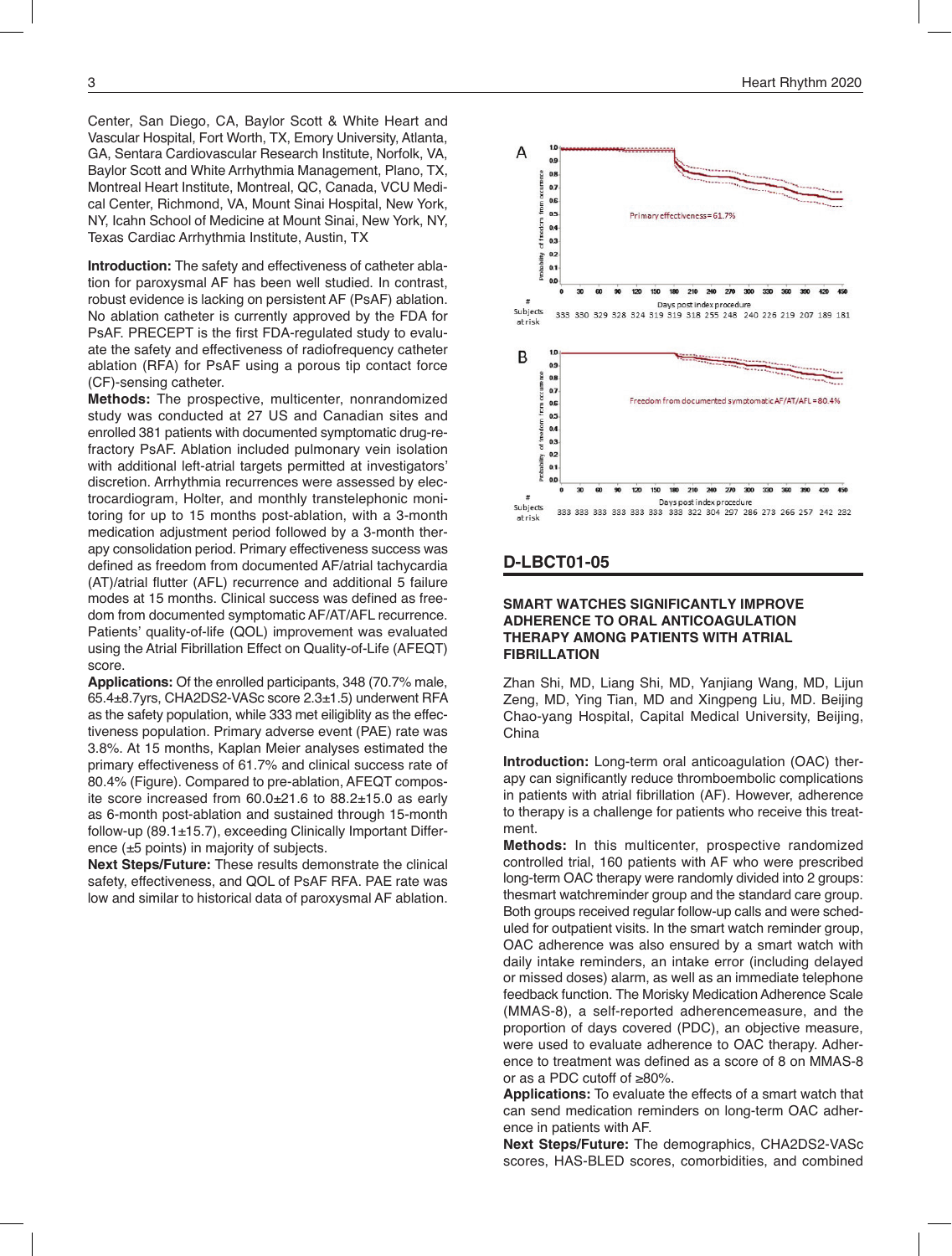Center, San Diego, CA, Baylor Scott & White Heart and Vascular Hospital, Fort Worth, TX, Emory University, Atlanta, GA, Sentara Cardiovascular Research Institute, Norfolk, VA, Baylor Scott and White Arrhythmia Management, Plano, TX, Montreal Heart Institute, Montreal, QC, Canada, VCU Medical Center, Richmond, VA, Mount Sinai Hospital, New York, NY, Icahn School of Medicine at Mount Sinai, New York, NY, Texas Cardiac Arrhythmia Institute, Austin, TX

**Introduction:** The safety and effectiveness of catheter ablation for paroxysmal AF has been well studied. In contrast, robust evidence is lacking on persistent AF (PsAF) ablation. No ablation catheter is currently approved by the FDA for PsAF. PRECEPT is the first FDA-regulated study to evaluate the safety and effectiveness of radiofrequency catheter ablation (RFA) for PsAF using a porous tip contact force (CF)-sensing catheter.

**Methods:** The prospective, multicenter, nonrandomized study was conducted at 27 US and Canadian sites and enrolled 381 patients with documented symptomatic drug-refractory PsAF. Ablation included pulmonary vein isolation with additional left-atrial targets permitted at investigators' discretion. Arrhythmia recurrences were assessed by electrocardiogram, Holter, and monthly transtelephonic monitoring for up to 15 months post-ablation, with a 3-month medication adjustment period followed by a 3-month therapy consolidation period. Primary effectiveness success was defined as freedom from documented AF/atrial tachycardia (AT)/atrial flutter (AFL) recurrence and additional 5 failure modes at 15 months. Clinical success was defined as freedom from documented symptomatic AF/AT/AFL recurrence. Patients' quality-of-life (QOL) improvement was evaluated using the Atrial Fibrillation Effect on Quality-of-Life (AFEQT) score.

**Applications:** Of the enrolled participants, 348 (70.7% male, 65.4±8.7yrs, CHA2DS2-VASc score 2.3±1.5) underwent RFA as the safety population, while 333 met eiligiblity as the effectiveness population. Primary adverse event (PAE) rate was 3.8%. At 15 months, Kaplan Meier analyses estimated the primary effectiveness of 61.7% and clinical success rate of 80.4% (Figure). Compared to pre-ablation, AFEQT composite score increased from 60.0±21.6 to 88.2±15.0 as early as 6-month post-ablation and sustained through 15-month follow-up (89.1±15.7), exceeding Clinically Important Difference (±5 points) in majority of subjects.

**Next Steps/Future:** These results demonstrate the clinical safety, effectiveness, and QOL of PsAF RFA. PAE rate was low and similar to historical data of paroxysmal AF ablation.

A

Primary effectiveness = 61.7%

Days post index procedure

| # Subjects at risk | 333 | 330 | 329 | 328 | 324 | 319 | 319 | 318 | 255 | 248 | 240 | 226 | 219 | 207 | 189 | 181 |
|---|---|---|---|---|---|---|---|---|---|---|---|---|---|---|---|---|

B

Freedom from documented symptomatic AF/AT/AFL = 80.4%

Days post index procedure

| # Subjects at risk | 333 | 333 | 333 | 333 | 333 | 333 | 333 | 322 | 304 | 297 | 286 | 273 | 266 | 257 | 242 | 232 |
|---|---|---|---|---|---|---|---|---|---|---|---|---|---|---|---|---|

## D-LBCT01-05

### SMART WATCHES SIGNIFICANTLY IMPROVE ADHERENCE TO ORAL ANTICOAGULATION THERAPY AMONG PATIENTS WITH ATRIAL FIBRILLATION

Zhan Shi, MD, Liang Shi, MD, Yanjiang Wang, MD, Lijun Zeng, MD, Ying Tian, MD and Xingpeng Liu, MD. Beijing Chao-yang Hospital, Capital Medical University, Beijing, China

**Introduction:** Long-term oral anticoagulation (OAC) therapy can significantly reduce thromboembolic complications in patients with atrial fibrillation (AF). However, adherence to therapy is a challenge for patients who receive this treatment.

**Methods:** In this multicenter, prospective randomized controlled trial, 160 patients with AF who were prescribed long-term OAC therapy were randomly divided into 2 groups: thesmart watchreminder group and the standard care group. Both groups received regular follow-up calls and were scheduled for outpatient visits. In the smart watch reminder group, OAC adherence was also ensured by a smart watch with daily intake reminders, an intake error (including delayed or missed doses) alarm, as well as an immediate telephone feedback function. The Morisky Medication Adherence Scale (MMAS-8), a self-reported adherencemeasure, and the proportion of days covered (PDC), an objective measure, were used to evaluate adherence to OAC therapy. Adherence to treatment was defined as a score of 8 on MMAS-8 or as a PDC cutoff of ≥80%.

**Applications:** To evaluate the effects of a smart watch that can send medication reminders on long-term OAC adherence in patients with AF.

**Next Steps/Future:** The demographics, CHA2DS2-VASc scores, HAS-BLED scores, comorbidities, and combined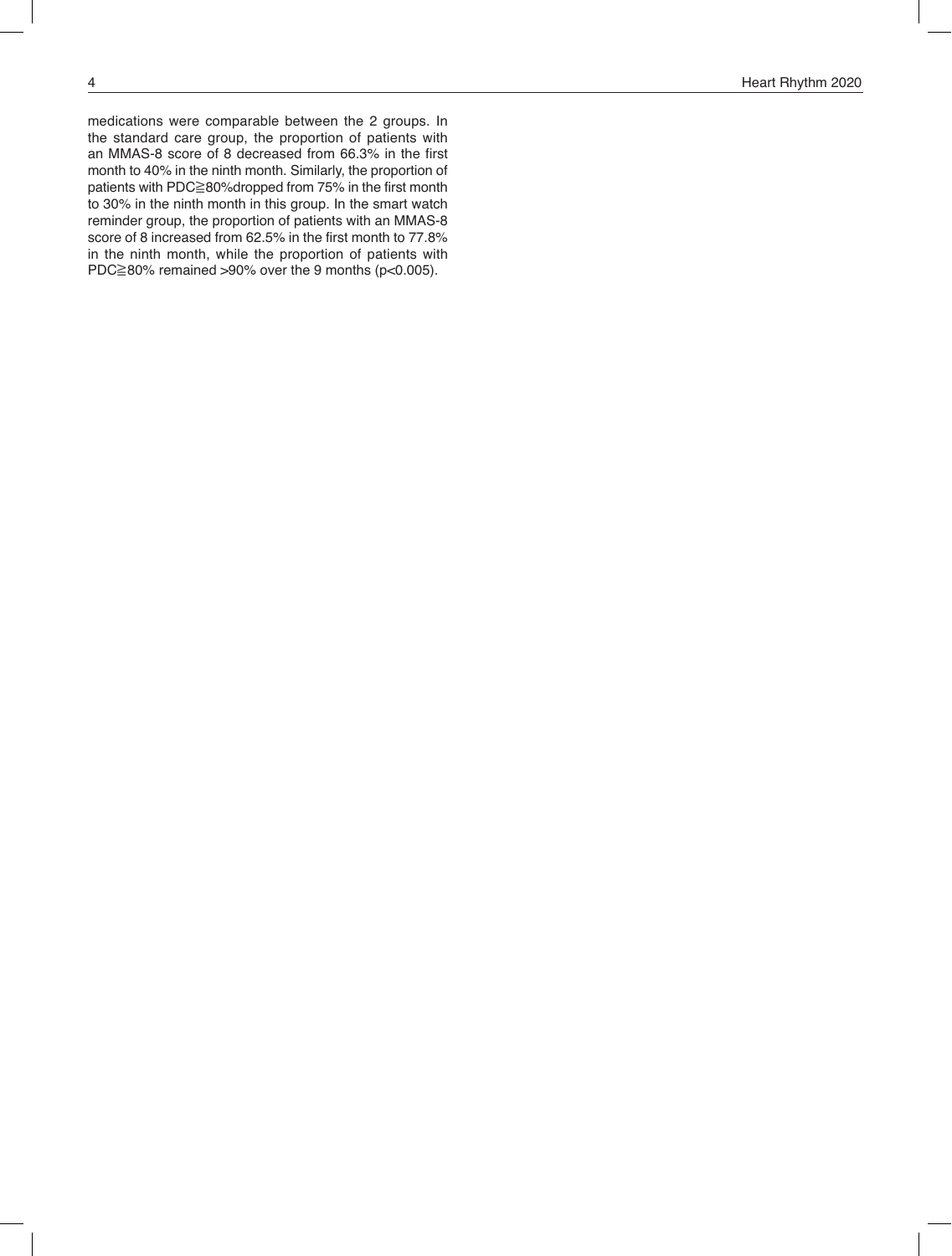medications were comparable between the 2 groups. In the standard care group, the proportion of patients with an MMAS-8 score of 8 decreased from 66.3% in the first month to 40% in the ninth month. Similarly, the proportion of patients with PDC≧80%dropped from 75% in the first month to 30% in the ninth month in this group. In the smart watch reminder group, the proportion of patients with an MMAS-8 score of 8 increased from 62.5% in the first month to 77.8% in the ninth month, while the proportion of patients with PDC≧80% remained >90% over the 9 months ($p<0.005$).